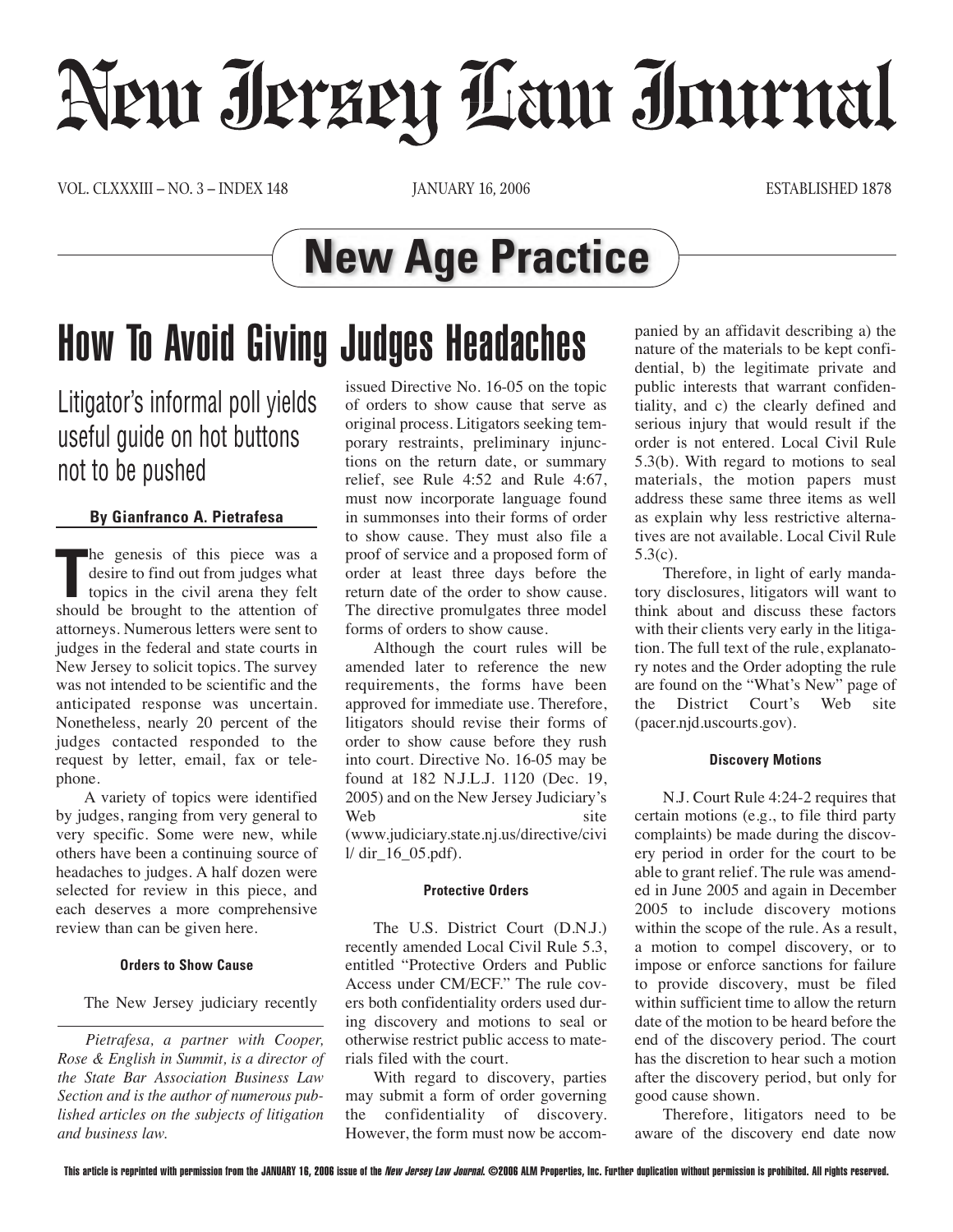# New Jersey Law Journal

VOL. CLXXXIII – NO. 3 – INDEX 148 JANUARY 16, 2006 ESTABLISHED 1878

## New Age Practice

# How To Avoid Giving Judges Headaches

### Litigator's informal poll yields useful guide on hot buttons not to be pushed

**By Gianfranco A. Pietrafesa**

The genesis of this piece was a desire to find out from judges what topics in the civil arena they felt should be brought to the attention of attorneys. Numerous letters were sent to judges in the federal and state courts in New Jersey to solicit topics. The survey was not intended to be scientific and the anticipated response was uncertain. Nonetheless, nearly 20 percent of the judges contacted responded to the request by letter, email, fax or telephone.

A variety of topics were identified by judges, ranging from very general to very specific. Some were new, while others have been a continuing source of headaches to judges. A half dozen were selected for review in this piece, and each deserves a more comprehensive review than can be given here.

#### Orders to Show Cause

The New Jersey judiciary recently issued Directive No. 16-05 on the topic of orders to show cause that serve as original process. Litigators seeking temporary restraints, preliminary injunctions on the return date, or summary relief, see Rule 4:52 and Rule 4:67, must now incorporate language found in summonses into their forms of order to show cause. They must also file a proof of service and a proposed form of order at least three days before the return date of the order to show cause. The directive promulgates three model forms of orders to show cause.

Although the court rules will be amended later to reference the new requirements, the forms have been approved for immediate use. Therefore, litigators should revise their forms of order to show cause before they rush into court. Directive No. 16-05 may be found at 182 N.J.L.J. 1120 (Dec. 19, 2005) and on the New Jersey Judiciary's Web site (www.judiciary.state.nj.us/directive/civil/ dir_16_05.pdf).

#### Protective Orders

The U.S. District Court (D.N.J.) recently amended Local Civil Rule 5.3, entitled "Protective Orders and Public Access under CM/ECF." The rule covers both confidentiality orders used during discovery and motions to seal or otherwise restrict public access to materials filed with the court.

With regard to discovery, parties may submit a form of order governing the confidentiality of discovery. However, the form must now be accompanied by an affidavit describing a) the nature of the materials to be kept confidential, b) the legitimate private and public interests that warrant confidentiality, and c) the clearly defined and serious injury that would result if the order is not entered. Local Civil Rule 5.3(b). With regard to motions to seal materials, the motion papers must address these same three items as well as explain why less restrictive alternatives are not available. Local Civil Rule 5.3(c).

Therefore, in light of early mandatory disclosures, litigators will want to think about and discuss these factors with their clients very early in the litigation. The full text of the rule, explanatory notes and the Order adopting the rule are found on the "What's New" page of the District Court's Web site (pacer.njd.uscourts.gov).

#### Discovery Motions

N.J. Court Rule 4:24-2 requires that certain motions (e.g., to file third party complaints) be made during the discovery period in order for the court to be able to grant relief. The rule was amended in June 2005 and again in December 2005 to include discovery motions within the scope of the rule. As a result, a motion to compel discovery, or to impose or enforce sanctions for failure to provide discovery, must be filed within sufficient time to allow the return date of the motion to be heard before the end of the discovery period. The court has the discretion to hear such a motion after the discovery period, but only for good cause shown.

Therefore, litigators need to be aware of the discovery end date now

*Pietrafesa, a partner with Cooper, Rose & English in Summit, is a director of the State Bar Association Business Law Section and is the author of numerous published articles on the subjects of litigation and business law.*

This article is reprinted with permission from the JANUARY 16, 2006 issue of the *New Jersey Law Journal*. ©2006 ALM Properties, Inc. Further duplication without permission is prohibited. All rights reserved.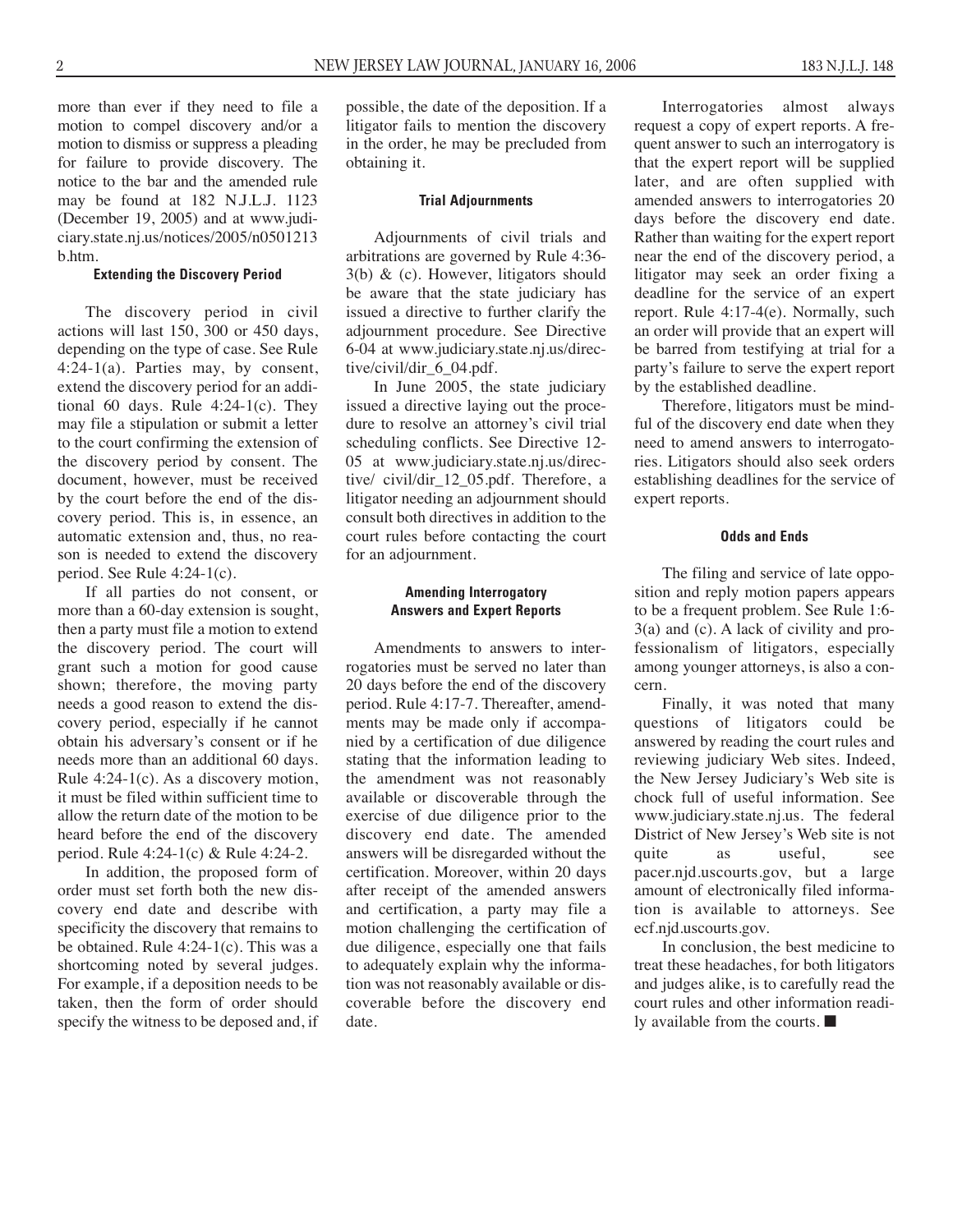more than ever if they need to file a motion to compel discovery and/or a motion to dismiss or suppress a pleading for failure to provide discovery. The notice to the bar and the amended rule may be found at 182 N.J.L.J. 1123 (December 19, 2005) and at www.judiciary.state.nj.us/notices/2005/n0501213b.htm.

### Extending the Discovery Period

The discovery period in civil actions will last 150, 300 or 450 days, depending on the type of case. See Rule 4:24-1(a). Parties may, by consent, extend the discovery period for an additional 60 days. Rule 4:24-1(c). They may file a stipulation or submit a letter to the court confirming the extension of the discovery period by consent. The document, however, must be received by the court before the end of the discovery period. This is, in essence, an automatic extension and, thus, no reason is needed to extend the discovery period. See Rule 4:24-1(c).

If all parties do not consent, or more than a 60-day extension is sought, then a party must file a motion to extend the discovery period. The court will grant such a motion for good cause shown; therefore, the moving party needs a good reason to extend the discovery period, especially if he cannot obtain his adversary's consent or if he needs more than an additional 60 days. Rule 4:24-1(c). As a discovery motion, it must be filed within sufficient time to allow the return date of the motion to be heard before the end of the discovery period. Rule 4:24-1(c) & Rule 4:24-2.

In addition, the proposed form of order must set forth both the new discovery end date and describe with specificity the discovery that remains to be obtained. Rule 4:24-1(c). This was a shortcoming noted by several judges. For example, if a deposition needs to be taken, then the form of order should specify the witness to be deposed and, if possible, the date of the deposition. If a litigator fails to mention the discovery in the order, he may be precluded from obtaining it.

### Trial Adjournments

Adjournments of civil trials and arbitrations are governed by Rule 4:36-3(b) & (c). However, litigators should be aware that the state judiciary has issued a directive to further clarify the adjournment procedure. See Directive 6-04 at www.judiciary.state.nj.us/directive/civil/dir_6_04.pdf.

In June 2005, the state judiciary issued a directive laying out the procedure to resolve an attorney's civil trial scheduling conflicts. See Directive 12-05 at www.judiciary.state.nj.us/directive/ civil/dir_12_05.pdf. Therefore, a litigator needing an adjournment should consult both directives in addition to the court rules before contacting the court for an adjournment.

### Amending Interrogatory Answers and Expert Reports

Amendments to answers to interrogatories must be served no later than 20 days before the end of the discovery period. Rule 4:17-7. Thereafter, amendments may be made only if accompanied by a certification of due diligence stating that the information leading to the amendment was not reasonably available or discoverable through the exercise of due diligence prior to the discovery end date. The amended answers will be disregarded without the certification. Moreover, within 20 days after receipt of the amended answers and certification, a party may file a motion challenging the certification of due diligence, especially one that fails to adequately explain why the information was not reasonably available or discoverable before the discovery end date.

Interrogatories almost always request a copy of expert reports. A frequent answer to such an interrogatory is that the expert report will be supplied later, and are often supplied with amended answers to interrogatories 20 days before the discovery end date. Rather than waiting for the expert report near the end of the discovery period, a litigator may seek an order fixing a deadline for the service of an expert report. Rule 4:17-4(e). Normally, such an order will provide that an expert will be barred from testifying at trial for a party's failure to serve the expert report by the established deadline.

Therefore, litigators must be mindful of the discovery end date when they need to amend answers to interrogatories. Litigators should also seek orders establishing deadlines for the service of expert reports.

### Odds and Ends

The filing and service of late opposition and reply motion papers appears to be a frequent problem. See Rule 1:6-3(a) and (c). A lack of civility and professionalism of litigators, especially among younger attorneys, is also a concern.

Finally, it was noted that many questions of litigators could be answered by reading the court rules and reviewing judiciary Web sites. Indeed, the New Jersey Judiciary's Web site is chock full of useful information. See www.judiciary.state.nj.us. The federal District of New Jersey's Web site is not quite as useful, see pacer.njd.uscourts.gov, but a large amount of electronically filed information is available to attorneys. See ecf.njd.uscourts.gov.

In conclusion, the best medicine to treat these headaches, for both litigators and judges alike, is to carefully read the court rules and other information readily available from the courts. ■